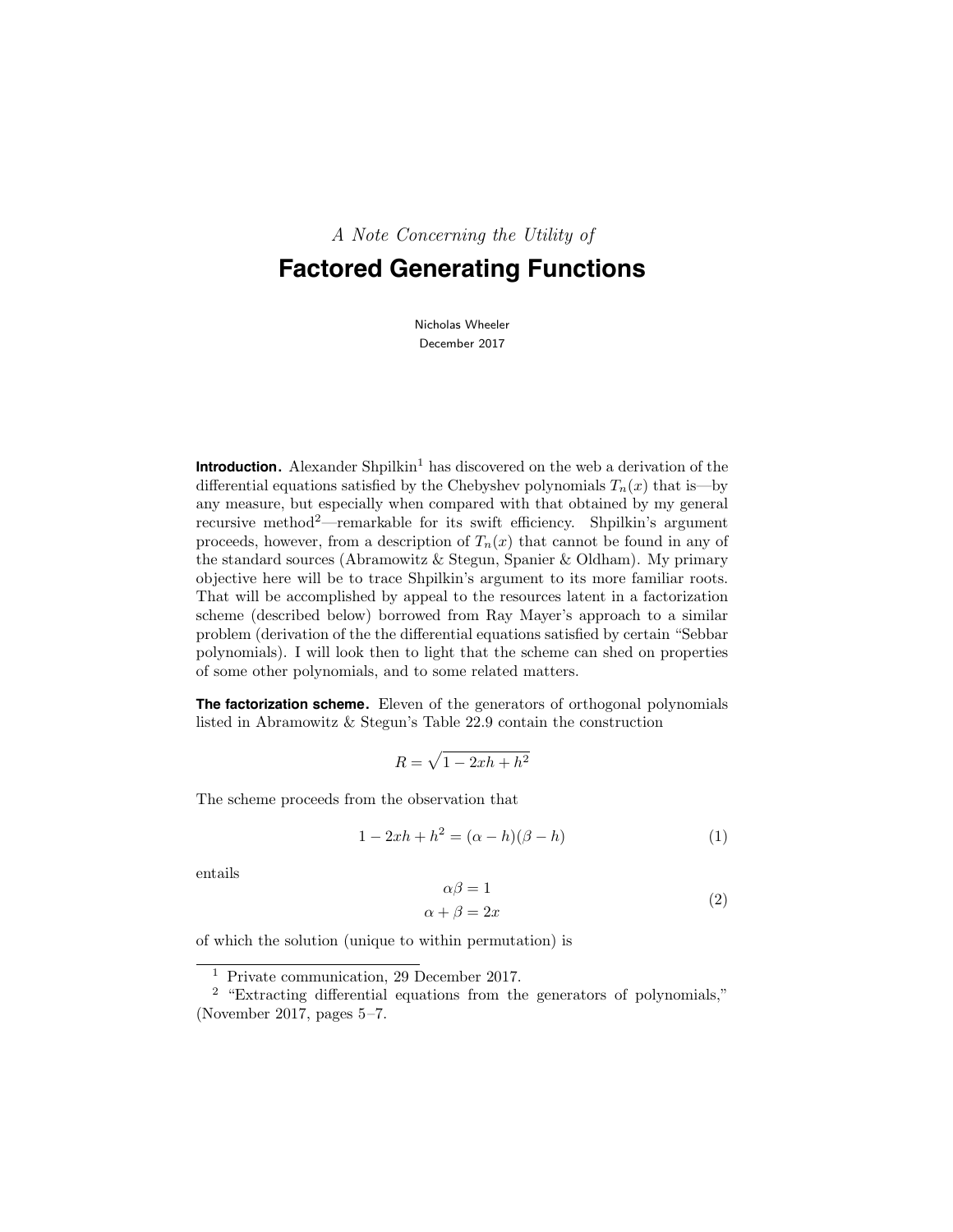*A Note Concerning the Utility of*

# Factored Generating Functions

Nicholas Wheeler
December 2017

**Introduction.** Alexander Shpilkin[1] has discovered on the web a derivation of the differential equations satisfied by the Chebyshev polynomials $T_n(x)$ that is—by any measure, but especially when compared with that obtained by my general recursive method[2]—remarkable for its swift efficiency. Shpilkin's argument proceeds, however, from a description of $T_n(x)$ that cannot be found in any of the standard sources (Abramowitz & Stegun, Spanier & Oldham). My primary objective here will be to trace Shpilkin's argument to its more familiar roots. That will be accomplished by appeal to the resources latent in a factorization scheme (described below) borrowed from Ray Mayer's approach to a similar problem (derivation of the the differential equations satisfied by certain "Sebbar polynomials). I will look then to light that the scheme can shed on properties of some other polynomials, and to some related matters.

**The factorization scheme.** Eleven of the generators of orthogonal polynomials listed in Abramowitz & Stegun's Table 22.9 contain the construction

$$R = \sqrt{1 - 2xh + h^2}$$

The scheme proceeds from the observation that

$$1 - 2xh + h^2 = (\alpha - h)(\beta - h) \tag{1}$$

entails

$$\begin{aligned} \alpha\beta &= 1 \\ \alpha + \beta &= 2x \end{aligned} \tag{2}$$

of which the solution (unique to within permutation) is

[1] Private communication, 29 December 2017.

[2] "Extracting differential equations from the generators of polynomials," (November 2017, pages 5–7.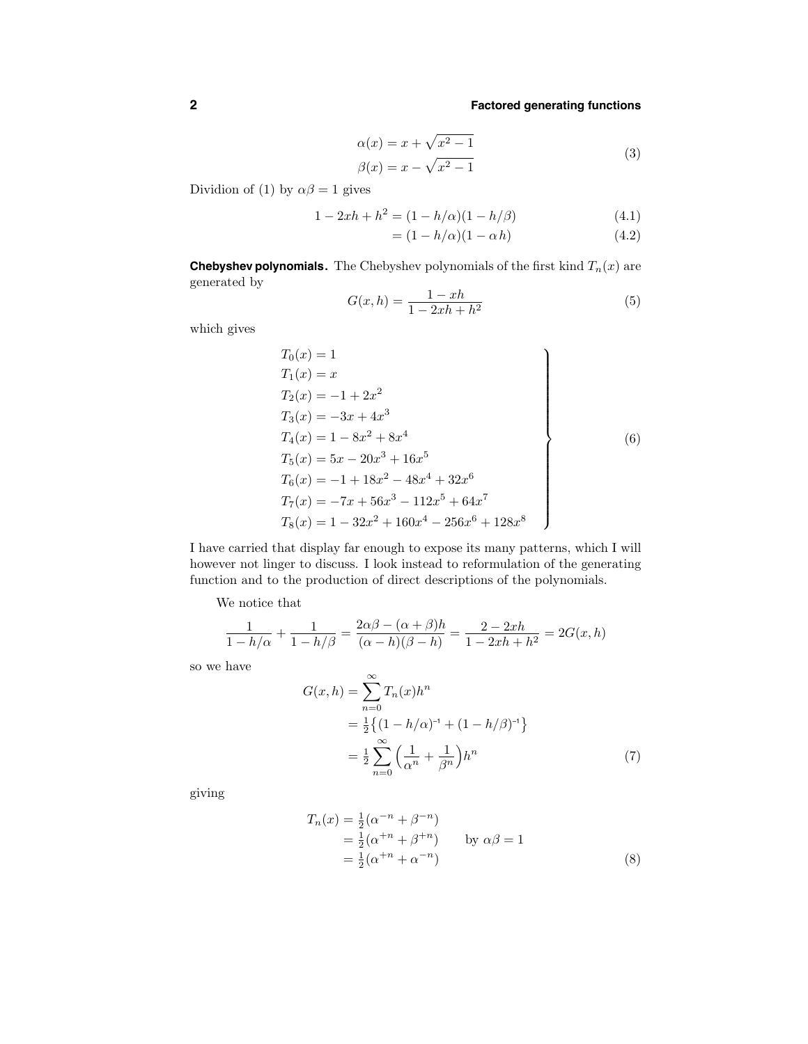$$\begin{aligned}\alpha(x) &= x + \sqrt{x^2-1}\\ \beta(x) &= x - \sqrt{x^2-1}\end{aligned} \tag{3}$$

Dividion of (1) by $\alpha\beta = 1$ gives

$$1 - 2xh + h^2 = (1 - h/\alpha)(1 - h/\beta) \tag{4.1}$$

$$= (1 - h/\alpha)(1 - \alpha h) \tag{4.2}$$

**Chebyshev polynomials.** The Chebyshev polynomials of the first kind $T_n(x)$ are generated by

$$G(x,h) = \frac{1 - xh}{1 - 2xh + h^2} \tag{5}$$

which gives

$$\left.\begin{aligned}
T_0(x) &= 1\\
T_1(x) &= x\\
T_2(x) &= -1 + 2x^2\\
T_3(x) &= -3x + 4x^3\\
T_4(x) &= 1 - 8x^2 + 8x^4\\
T_5(x) &= 5x - 20x^3 + 16x^5\\
T_6(x) &= -1 + 18x^2 - 48x^4 + 32x^6\\
T_7(x) &= -7x + 56x^3 - 112x^5 + 64x^7\\
T_8(x) &= 1 - 32x^2 + 160x^4 - 256x^6 + 128x^8
\end{aligned}\right\} \tag{6}$$

I have carried that display far enough to expose its many patterns, which I will however not linger to discuss. I look instead to reformulation of the generating function and to the production of direct descriptions of the polynomials.

We notice that

$$\frac{1}{1-h/\alpha} + \frac{1}{1-h/\beta} = \frac{2\alpha\beta - (\alpha+\beta)h}{(\alpha-h)(\beta-h)} = \frac{2 - 2xh}{1 - 2xh + h^2} = 2G(x,h)$$

so we have

$$\begin{aligned}
G(x,h) &= \sum_{n=0}^{\infty} T_n(x)h^n\\
&= \tfrac{1}{2}\big\{(1-h/\alpha)^{-1} + (1-h/\beta)^{-1}\big\}\\
&= \tfrac{1}{2}\sum_{n=0}^{\infty}\Big(\frac{1}{\alpha^n} + \frac{1}{\beta^n}\Big)h^n
\end{aligned} \tag{7}$$

giving

$$\begin{aligned}
T_n(x) &= \tfrac{1}{2}(\alpha^{-n} + \beta^{-n})\\
&= \tfrac{1}{2}(\alpha^{+n} + \beta^{+n}) \qquad \text{by } \alpha\beta = 1\\
&= \tfrac{1}{2}(\alpha^{+n} + \alpha^{-n})
\end{aligned} \tag{8}$$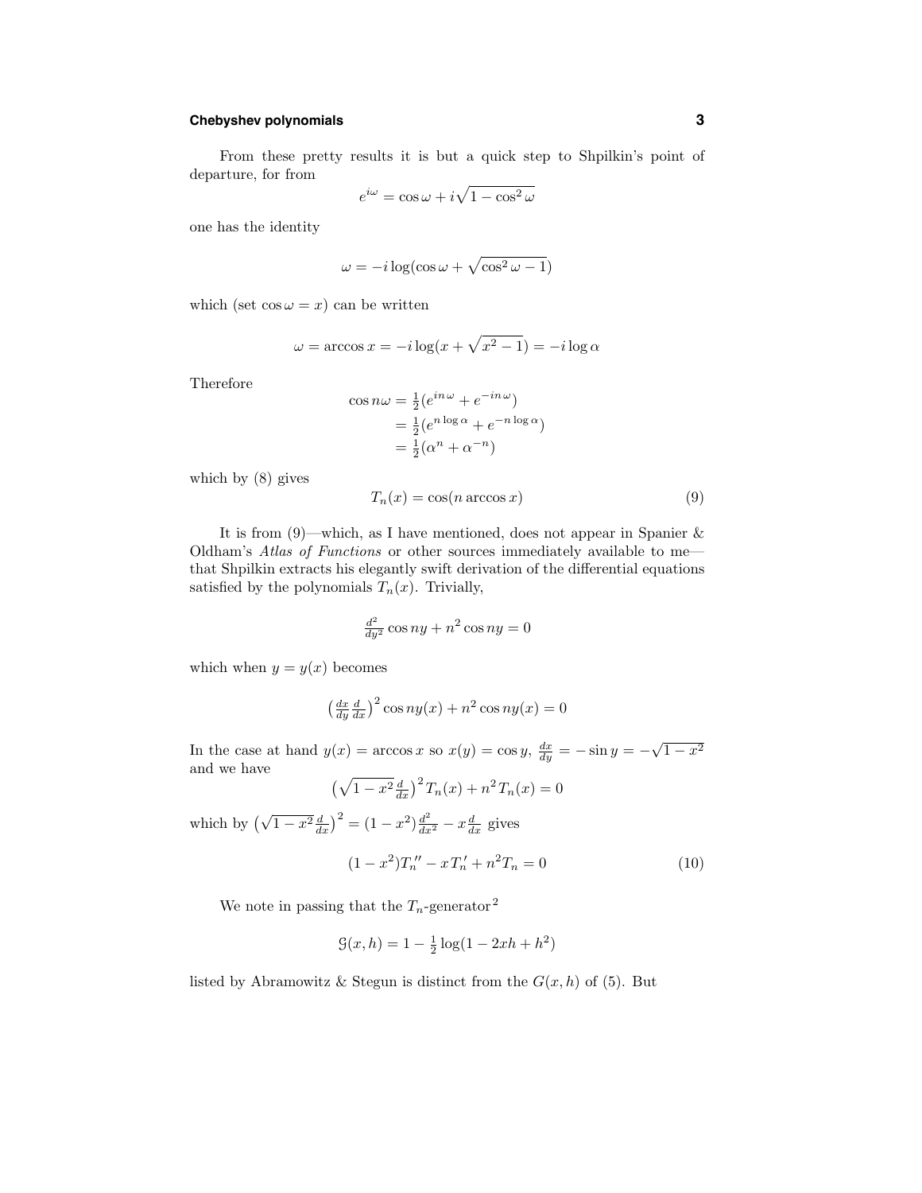From these pretty results it is but a quick step to Shpilkin's point of departure, for from

$$e^{i\omega} = \cos\omega + i\sqrt{1-\cos^2\omega}$$

one has the identity

$$\omega = -i\log(\cos\omega + \sqrt{\cos^2\omega - 1})$$

which (set $\cos\omega = x$) can be written

$$\omega = \arccos x = -i\log(x + \sqrt{x^2-1}) = -i\log\alpha$$

Therefore

$$\begin{aligned}
\cos n\omega &= \tfrac{1}{2}(e^{in\omega} + e^{-in\omega}) \\
&= \tfrac{1}{2}(e^{n\log\alpha} + e^{-n\log\alpha}) \\
&= \tfrac{1}{2}(\alpha^n + \alpha^{-n})
\end{aligned}$$

which by (8) gives

$$T_n(x) = \cos(n\arccos x) \tag{9}$$

It is from (9)—which, as I have mentioned, does not appear in Spanier & Oldham's *Atlas of Functions* or other sources immediately available to me—that Shpilkin extracts his elegantly swift derivation of the differential equations satisfied by the polynomials $T_n(x)$. Trivially,

$$\tfrac{d^2}{dy^2}\cos ny + n^2\cos ny = 0$$

which when $y = y(x)$ becomes

$$\big(\tfrac{dx}{dy}\tfrac{d}{dx}\big)^2\cos ny(x) + n^2\cos ny(x) = 0$$

In the case at hand $y(x) = \arccos x$ so $x(y) = \cos y$, $\frac{dx}{dy} = -\sin y = -\sqrt{1-x^2}$ and we have

$$\big(\sqrt{1-x^2}\,\tfrac{d}{dx}\big)^2 T_n(x) + n^2 T_n(x) = 0$$

which by $\big(\sqrt{1-x^2}\,\frac{d}{dx}\big)^2 = (1-x^2)\frac{d^2}{dx^2} - x\frac{d}{dx}$ gives

$$(1-x^2)T_n'' - xT_n' + n^2 T_n = 0 \tag{10}$$

We note in passing that the $T_n$-generator[2]

$$\mathcal{G}(x,h) = 1 - \tfrac{1}{2}\log(1 - 2xh + h^2)$$

listed by Abramowitz & Stegun is distinct from the $G(x,h)$ of (5). But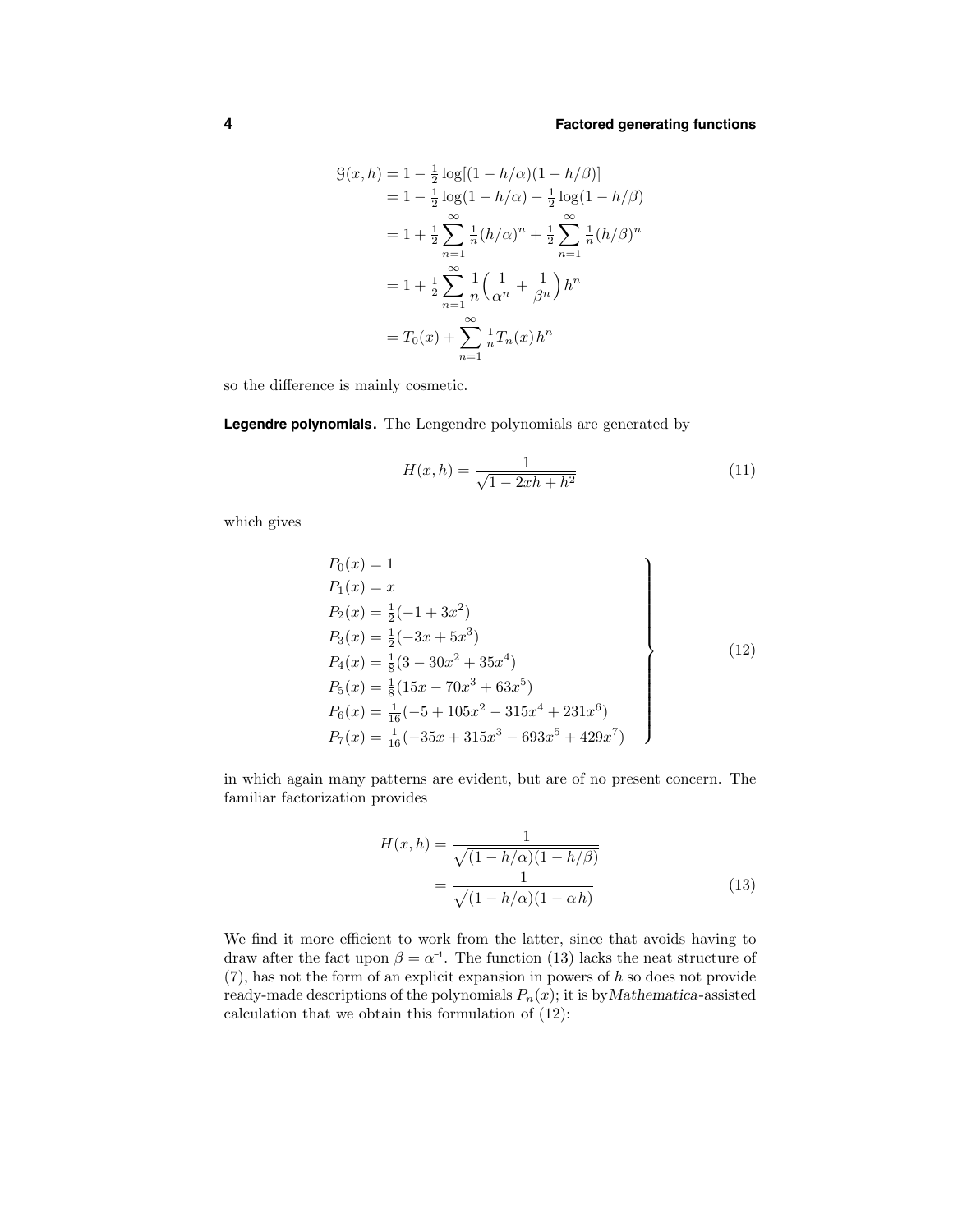$$
\begin{aligned}
\mathcal{G}(x,h) &= 1 - \tfrac{1}{2}\log[(1-h/\alpha)(1-h/\beta)] \\
&= 1 - \tfrac{1}{2}\log(1-h/\alpha) - \tfrac{1}{2}\log(1-h/\beta) \\
&= 1 + \tfrac{1}{2}\sum_{n=1}^{\infty} \tfrac{1}{n}(h/\alpha)^n + \tfrac{1}{2}\sum_{n=1}^{\infty} \tfrac{1}{n}(h/\beta)^n \\
&= 1 + \tfrac{1}{2}\sum_{n=1}^{\infty} \frac{1}{n}\Big(\frac{1}{\alpha^n} + \frac{1}{\beta^n}\Big)h^n \\
&= T_0(x) + \sum_{n=1}^{\infty} \tfrac{1}{n} T_n(x)\, h^n
\end{aligned}
$$

so the difference is mainly cosmetic.

**Legendre polynomials.** The Lengendre polynomials are generated by

$$
H(x,h) = \frac{1}{\sqrt{1 - 2xh + h^2}} \tag{11}
$$

which gives

$$
\left.
\begin{aligned}
P_0(x) &= 1 \\
P_1(x) &= x \\
P_2(x) &= \tfrac{1}{2}(-1 + 3x^2) \\
P_3(x) &= \tfrac{1}{2}(-3x + 5x^3) \\
P_4(x) &= \tfrac{1}{8}(3 - 30x^2 + 35x^4) \\
P_5(x) &= \tfrac{1}{8}(15x - 70x^3 + 63x^5) \\
P_6(x) &= \tfrac{1}{16}(-5 + 105x^2 - 315x^4 + 231x^6) \\
P_7(x) &= \tfrac{1}{16}(-35x + 315x^3 - 693x^5 + 429x^7)
\end{aligned}
\right\} \tag{12}
$$

in which again many patterns are evident, but are of no present concern. The familiar factorization provides

$$
\begin{aligned}
H(x,h) &= \frac{1}{\sqrt{(1-h/\alpha)(1-h/\beta)}} \\
&= \frac{1}{\sqrt{(1-h/\alpha)(1-\alpha h)}}
\end{aligned} \tag{13}
$$

We find it more efficient to work from the latter, since that avoids having to draw after the fact upon $\beta = \alpha^{-1}$. The function (13) lacks the neat structure of (7), has not the form of an explicit expansion in powers of $h$ so does not provide ready-made descriptions of the polynomials $P_n(x)$; it is by *Mathematica*-assisted calculation that we obtain this formulation of (12):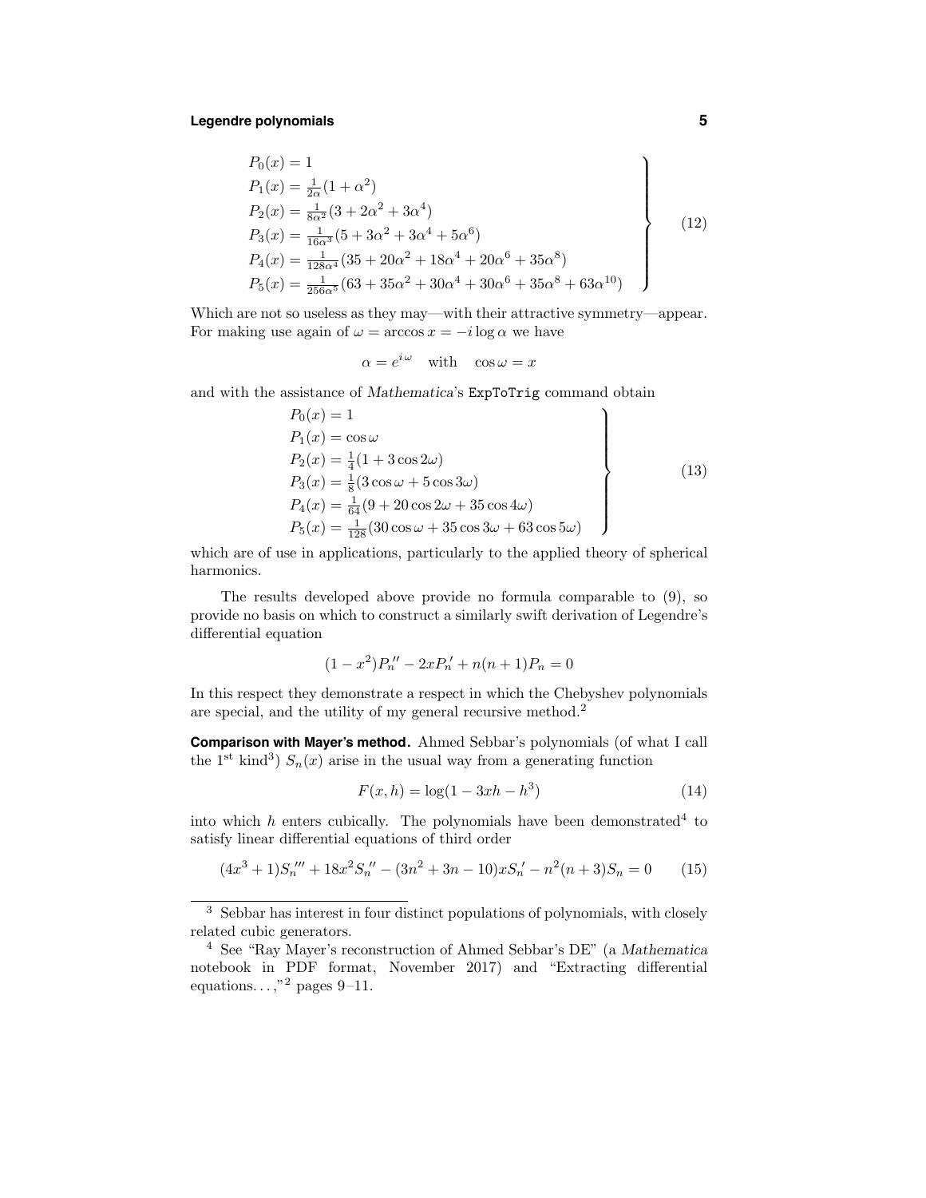$$
\left.\begin{aligned}
P_0(x) &= 1\\
P_1(x) &= \tfrac{1}{2\alpha}(1+\alpha^2)\\
P_2(x) &= \tfrac{1}{8\alpha^2}(3+2\alpha^2+3\alpha^4)\\
P_3(x) &= \tfrac{1}{16\alpha^3}(5+3\alpha^2+3\alpha^4+5\alpha^6)\\
P_4(x) &= \tfrac{1}{128\alpha^4}(35+20\alpha^2+18\alpha^4+20\alpha^6+35\alpha^8)\\
P_5(x) &= \tfrac{1}{256\alpha^5}(63+35\alpha^2+30\alpha^4+30\alpha^6+35\alpha^8+63\alpha^{10})
\end{aligned}\right\} \tag{12}
$$

Which are not so useless as they may—with their attractive symmetry—appear. For making use again of $\omega = \arccos x = -i\log\alpha$ we have

$$
\alpha = e^{i\,\omega} \quad \text{with} \quad \cos\omega = x
$$

and with the assistance of *Mathematica*'s `ExpToTrig` command obtain

$$
\left.\begin{aligned}
P_0(x) &= 1\\
P_1(x) &= \cos\omega\\
P_2(x) &= \tfrac{1}{4}(1+3\cos 2\omega)\\
P_3(x) &= \tfrac{1}{8}(3\cos\omega+5\cos 3\omega)\\
P_4(x) &= \tfrac{1}{64}(9+20\cos 2\omega+35\cos 4\omega)\\
P_5(x) &= \tfrac{1}{128}(30\cos\omega+35\cos 3\omega+63\cos 5\omega)
\end{aligned}\right\} \tag{13}
$$

which are of use in applications, particularly to the applied theory of spherical harmonics.

The results developed above provide no formula comparable to (9), so provide no basis on which to construct a similarly swift derivation of Legendre's differential equation

$$
(1-x^2)P_n'' - 2xP_n' + n(n+1)P_n = 0
$$

In this respect they demonstrate a respect in which the Chebyshev polynomials are special, and the utility of my general recursive method.[2]

**Comparison with Mayer's method.** Ahmed Sebbar's polynomials (of what I call the 1st kind[3]) $S_n(x)$ arise in the usual way from a generating function

$$
F(x,h) = \log(1-3xh-h^3) \tag{14}
$$

into which $h$ enters cubically. The polynomials have been demonstrated[4] to satisfy linear differential equations of third order

$$
(4x^3+1)S_n''' + 18x^2S_n'' - (3n^2+3n-10)xS_n' - n^2(n+3)S_n = 0 \tag{15}
$$

---

[3] Sebbar has interest in four distinct populations of polynomials, with closely related cubic generators.

[4] See "Ray Mayer's reconstruction of Ahmed Sebbar's DE" (a *Mathematica* notebook in PDF format, November 2017) and "Extracting differential equations. . . ,"[2] pages 9–11.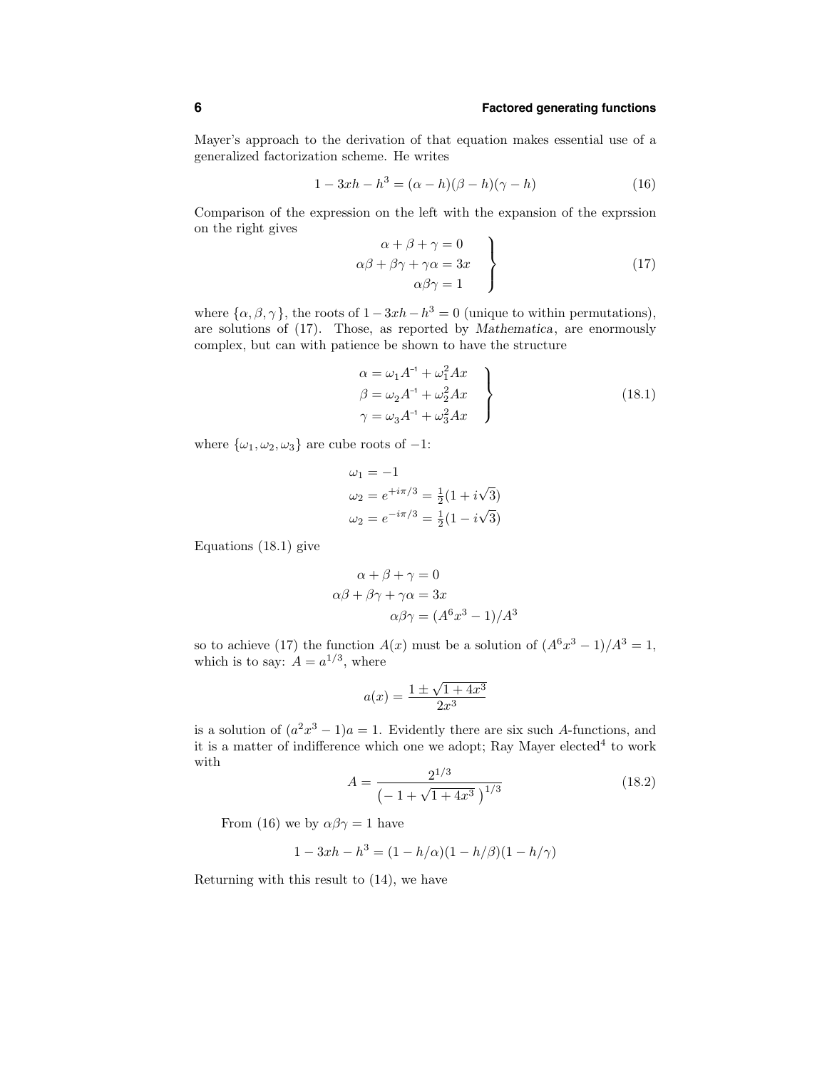Mayer's approach to the derivation of that equation makes essential use of a generalized factorization scheme. He writes

$$1 - 3xh - h^3 = (\alpha - h)(\beta - h)(\gamma - h) \tag{16}$$

Comparison of the expression on the left with the expansion of the exprssion on the right gives

$$\left.\begin{aligned} \alpha + \beta + \gamma &= 0 \\ \alpha\beta + \beta\gamma + \gamma\alpha &= 3x \\ \alpha\beta\gamma &= 1 \end{aligned}\right\} \tag{17}$$

where $\{\alpha, \beta, \gamma\}$, the roots of $1 - 3xh - h^3 = 0$ (unique to within permutations), are solutions of (17). Those, as reported by *Mathematica*, are enormously complex, but can with patience be shown to have the structure

$$\left.\begin{aligned} \alpha &= \omega_1 A^{-1} + \omega_1^2 Ax \\ \beta &= \omega_2 A^{-1} + \omega_2^2 Ax \\ \gamma &= \omega_3 A^{-1} + \omega_3^2 Ax \end{aligned}\right\} \tag{18.1}$$

where $\{\omega_1, \omega_2, \omega_3\}$ are cube roots of $-1$:

$$\begin{aligned} \omega_1 &= -1 \\ \omega_2 &= e^{+i\pi/3} = \tfrac{1}{2}(1 + i\sqrt{3}) \\ \omega_2 &= e^{-i\pi/3} = \tfrac{1}{2}(1 - i\sqrt{3}) \end{aligned}$$

Equations (18.1) give

$$\begin{aligned} \alpha + \beta + \gamma &= 0 \\ \alpha\beta + \beta\gamma + \gamma\alpha &= 3x \\ \alpha\beta\gamma &= (A^6x^3 - 1)/A^3 \end{aligned}$$

so to achieve (17) the function $A(x)$ must be a solution of $(A^6x^3 - 1)/A^3 = 1$, which is to say: $A = a^{1/3}$, where

$$a(x) = \frac{1 \pm \sqrt{1 + 4x^3}}{2x^3}$$

is a solution of $(a^2x^3 - 1)a = 1$. Evidently there are six such $A$-functions, and it is a matter of indifference which one we adopt; Ray Mayer elected[4] to work with

$$A = \frac{2^{1/3}}{\left(-1 + \sqrt{1 + 4x^3}\,\right)^{1/3}} \tag{18.2}$$

From (16) we by $\alpha\beta\gamma = 1$ have

$$1 - 3xh - h^3 = (1 - h/\alpha)(1 - h/\beta)(1 - h/\gamma)$$

Returning with this result to (14), we have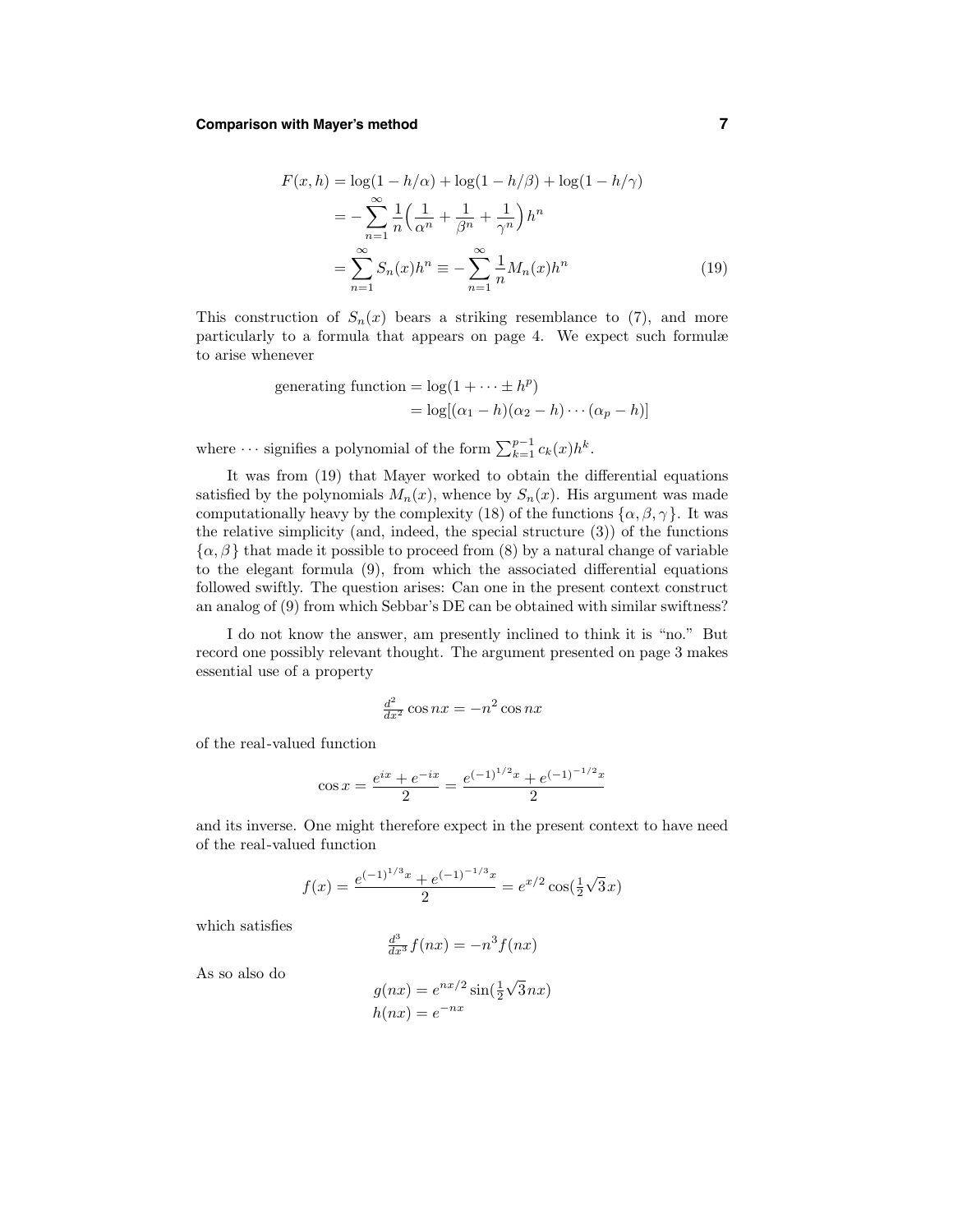$$
\begin{aligned}
F(x,h) &= \log(1-h/\alpha) + \log(1-h/\beta) + \log(1-h/\gamma)\\
&= -\sum_{n=1}^{\infty}\frac{1}{n}\Big(\frac{1}{\alpha^n}+\frac{1}{\beta^n}+\frac{1}{\gamma^n}\Big)h^n\\
&= \sum_{n=1}^{\infty} S_n(x)h^n \equiv -\sum_{n=1}^{\infty}\frac{1}{n}M_n(x)h^n 
\end{aligned}
\tag{19}
$$

This construction of $S_n(x)$ bears a striking resemblance to (7), and more particularly to a formula that appears on page 4. We expect such formulæ to arise whenever

$$
\begin{aligned}
\text{generating function} &= \log(1 + \cdots \pm h^p)\\
&= \log[(\alpha_1 - h)(\alpha_2 - h)\cdots(\alpha_p - h)]
\end{aligned}
$$

where $\cdots$ signifies a polynomial of the form $\sum_{k=1}^{p-1} c_k(x)h^k$.

It was from (19) that Mayer worked to obtain the differential equations satisfied by the polynomials $M_n(x)$, whence by $S_n(x)$. His argument was made computationally heavy by the complexity (18) of the functions $\{\alpha, \beta, \gamma\}$. It was the relative simplicity (and, indeed, the special structure (3)) of the functions $\{\alpha, \beta\}$ that made it possible to proceed from (8) by a natural change of variable to the elegant formula (9), from which the associated differential equations followed swiftly. The question arises: Can one in the present context construct an analog of (9) from which Sebbar's DE can be obtained with similar swiftness?

I do not know the answer, am presently inclined to think it is "no." But record one possibly relevant thought. The argument presented on page 3 makes essential use of a property

$$
\tfrac{d^2}{dx^2}\cos nx = -n^2 \cos nx
$$

of the real-valued function

$$
\cos x = \frac{e^{ix} + e^{-ix}}{2} = \frac{e^{(-1)^{1/2}x} + e^{(-1)^{-1/2}x}}{2}
$$

and its inverse. One might therefore expect in the present context to have need of the real-valued function

$$
f(x) = \frac{e^{(-1)^{1/3}x} + e^{(-1)^{-1/3}x}}{2} = e^{x/2}\cos(\tfrac{1}{2}\sqrt{3}x)
$$

which satisfies

$$
\tfrac{d^3}{dx^3} f(nx) = -n^3 f(nx)
$$

As so also do

$$
\begin{aligned}
g(nx) &= e^{nx/2}\sin(\tfrac{1}{2}\sqrt{3}nx)\\
h(nx) &= e^{-nx}
\end{aligned}
$$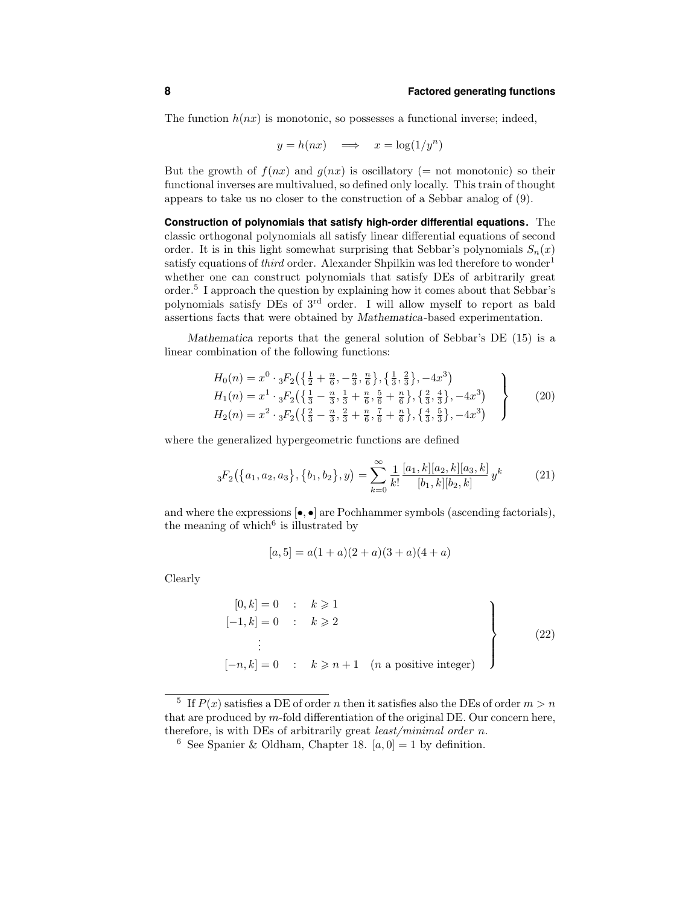The function $h(nx)$ is monotonic, so possesses a functional inverse; indeed,

$$y = h(nx) \quad \Longrightarrow \quad x = \log(1/y^n)$$

But the growth of $f(nx)$ and $g(nx)$ is oscillatory (= not monotonic) so their functional inverses are multivalued, so defined only locally. This train of thought appears to take us no closer to the construction of a Sebbar analog of (9).

**Construction of polynomials that satisfy high-order differential equations.** The classic orthogonal polynomials all satisfy linear differential equations of second order. It is in this light somewhat surprising that Sebbar's polynomials $S_n(x)$ satisfy equations of *third* order. Alexander Shpilkin was led therefore to wonder[1] whether one can construct polynomials that satisfy DEs of arbitrarily great order.[5] I approach the question by explaining how it comes about that Sebbar's polynomials satisfy DEs of 3rd order. I will allow myself to report as bald assertions facts that were obtained by *Mathematica*-based experimentation.

*Mathematica* reports that the general solution of Sebbar's DE (15) is a linear combination of the following functions:

$$\left.\begin{aligned}
H_0(n) &= x^0 \cdot {}_3F_2\big(\big\{\tfrac{1}{2}+\tfrac{n}{6}, -\tfrac{n}{3}, \tfrac{n}{6}\big\}, \big\{\tfrac{1}{3}, \tfrac{2}{3}\big\}, -4x^3\big)\\
H_1(n) &= x^1 \cdot {}_3F_2\big(\big\{\tfrac{1}{3}-\tfrac{n}{3}, \tfrac{1}{3}+\tfrac{n}{6}, \tfrac{5}{6}+\tfrac{n}{6}\big\}, \big\{\tfrac{2}{3}, \tfrac{4}{3}\big\}, -4x^3\big)\\
H_2(n) &= x^2 \cdot {}_3F_2\big(\big\{\tfrac{2}{3}-\tfrac{n}{3}, \tfrac{2}{3}+\tfrac{n}{6}, \tfrac{7}{6}+\tfrac{n}{6}\big\}, \big\{\tfrac{4}{3}, \tfrac{5}{3}\big\}, -4x^3\big)
\end{aligned}\right\} \tag{20}$$

where the generalized hypergeometric functions are defined

$${}_3F_2\big(\big\{a_1, a_2, a_3\big\}, \big\{b_1, b_2\big\}, y\big) = \sum_{k=0}^{\infty} \frac{1}{k!} \frac{[a_1, k][a_2, k][a_3, k]}{[b_1, k][b_2, k]}\, y^k \tag{21}$$

and where the expressions $[\bullet, \bullet]$ are Pochhammer symbols (ascending factorials), the meaning of which[6] is illustrated by

$$[a, 5] = a(1+a)(2+a)(3+a)(4+a)$$

Clearly

$$\left.\begin{aligned}
[0, k] &= 0 \quad : \quad k \geqslant 1\\
[-1, k] &= 0 \quad : \quad k \geqslant 2\\
&\;\;\vdots\\
[-n, k] &= 0 \quad : \quad k \geqslant n+1 \quad (n \text{ a positive integer})
\end{aligned}\right\} \tag{22}$$

---

[5] If $P(x)$ satisfies a DE of order $n$ then it satisfies also the DEs of order $m > n$ that are produced by $m$-fold differentiation of the original DE. Our concern here, therefore, is with DEs of arbitrarily great *least/minimal order n*.

[6] See Spanier & Oldham, Chapter 18. $[a, 0] = 1$ by definition.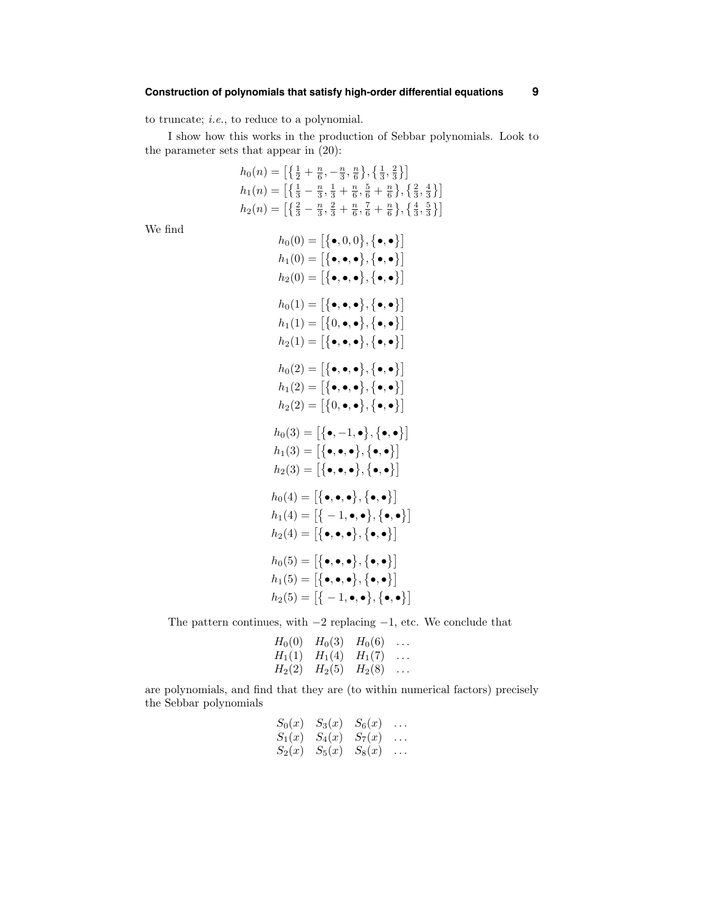to truncate; *i.e.*, to reduce to a polynomial.

I show how this works in the production of Sebbar polynomials. Look to the parameter sets that appear in (20):

$$
\begin{aligned}
h_0(n) &= \left[\left\{\tfrac{1}{2}+\tfrac{n}{6}, -\tfrac{n}{3}, \tfrac{n}{6}\right\}, \left\{\tfrac{1}{3}, \tfrac{2}{3}\right\}\right]\\
h_1(n) &= \left[\left\{\tfrac{1}{3}-\tfrac{n}{3}, \tfrac{1}{3}+\tfrac{n}{6}, \tfrac{5}{6}+\tfrac{n}{6}\right\}, \left\{\tfrac{2}{3}, \tfrac{4}{3}\right\}\right]\\
h_2(n) &= \left[\left\{\tfrac{2}{3}-\tfrac{n}{3}, \tfrac{2}{3}+\tfrac{n}{6}, \tfrac{7}{6}+\tfrac{n}{6}\right\}, \left\{\tfrac{4}{3}, \tfrac{5}{3}\right\}\right]
\end{aligned}
$$

We find

$$
\begin{aligned}
h_0(0) &= \left[\{\bullet, 0, 0\}, \{\bullet, \bullet\}\right]\\
h_1(0) &= \left[\{\bullet, \bullet, \bullet\}, \{\bullet, \bullet\}\right]\\
h_2(0) &= \left[\{\bullet, \bullet, \bullet\}, \{\bullet, \bullet\}\right]\\[6pt]
h_0(1) &= \left[\{\bullet, \bullet, \bullet\}, \{\bullet, \bullet\}\right]\\
h_1(1) &= \left[\{0, \bullet, \bullet\}, \{\bullet, \bullet\}\right]\\
h_2(1) &= \left[\{\bullet, \bullet, \bullet\}, \{\bullet, \bullet\}\right]\\[6pt]
h_0(2) &= \left[\{\bullet, \bullet, \bullet\}, \{\bullet, \bullet\}\right]\\
h_1(2) &= \left[\{\bullet, \bullet, \bullet\}, \{\bullet, \bullet\}\right]\\
h_2(2) &= \left[\{0, \bullet, \bullet\}, \{\bullet, \bullet\}\right]\\[6pt]
h_0(3) &= \left[\{\bullet, -1, \bullet\}, \{\bullet, \bullet\}\right]\\
h_1(3) &= \left[\{\bullet, \bullet, \bullet\}, \{\bullet, \bullet\}\right]\\
h_2(3) &= \left[\{\bullet, \bullet, \bullet\}, \{\bullet, \bullet\}\right]\\[6pt]
h_0(4) &= \left[\{\bullet, \bullet, \bullet\}, \{\bullet, \bullet\}\right]\\
h_1(4) &= \left[\{-1, \bullet, \bullet\}, \{\bullet, \bullet\}\right]\\
h_2(4) &= \left[\{\bullet, \bullet, \bullet\}, \{\bullet, \bullet\}\right]\\[6pt]
h_0(5) &= \left[\{\bullet, \bullet, \bullet\}, \{\bullet, \bullet\}\right]\\
h_1(5) &= \left[\{\bullet, \bullet, \bullet\}, \{\bullet, \bullet\}\right]\\
h_2(5) &= \left[\{-1, \bullet, \bullet\}, \{\bullet, \bullet\}\right]
\end{aligned}
$$

The pattern continues, with $-2$ replacing $-1$, etc. We conclude that

$$
\begin{matrix}
H_0(0) & H_0(3) & H_0(6) & \dots\\
H_1(1) & H_1(4) & H_1(7) & \dots\\
H_2(2) & H_2(5) & H_2(8) & \dots
\end{matrix}
$$

are polynomials, and find that they are (to within numerical factors) precisely the Sebbar polynomials

$$
\begin{matrix}
S_0(x) & S_3(x) & S_6(x) & \dots\\
S_1(x) & S_4(x) & S_7(x) & \dots\\
S_2(x) & S_5(x) & S_8(x) & \dots
\end{matrix}
$$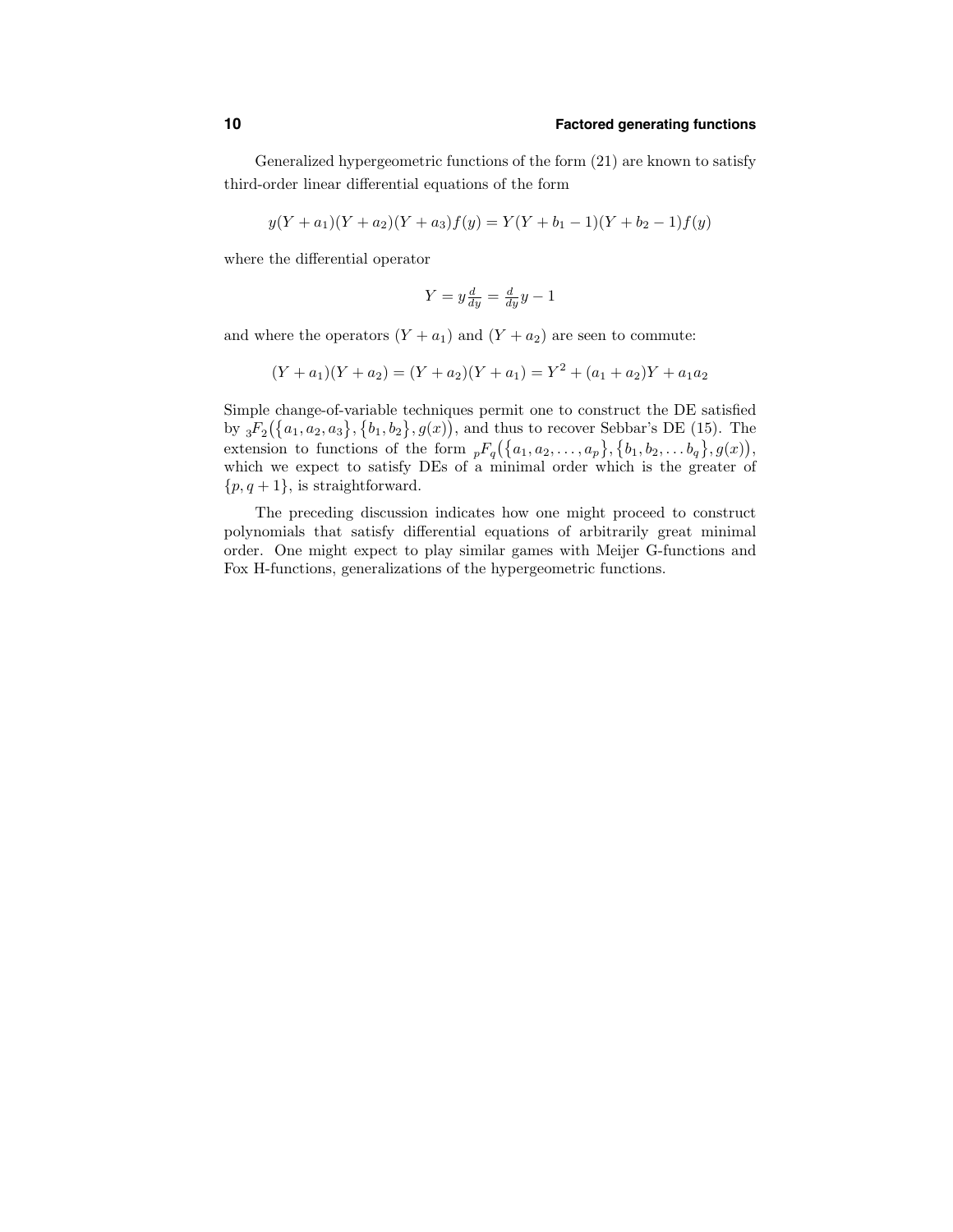Generalized hypergeometric functions of the form (21) are known to satisfy third-order linear differential equations of the form

$$y(Y+a_1)(Y+a_2)(Y+a_3)f(y) = Y(Y+b_1-1)(Y+b_2-1)f(y)$$

where the differential operator

$$Y = y\tfrac{d}{dy} = \tfrac{d}{dy}y - 1$$

and where the operators $(Y+a_1)$ and $(Y+a_2)$ are seen to commute:

$$(Y+a_1)(Y+a_2) = (Y+a_2)(Y+a_1) = Y^2 + (a_1+a_2)Y + a_1a_2$$

Simple change-of-variable techniques permit one to construct the DE satisfied by ${}_3F_2\big(\{a_1,a_2,a_3\},\{b_1,b_2\},g(x)\big)$, and thus to recover Sebbar's DE (15). The extension to functions of the form ${}_pF_q\big(\{a_1,a_2,\ldots,a_p\},\{b_1,b_2,\ldots b_q\},g(x)\big)$, which we expect to satisfy DEs of a minimal order which is the greater of $\{p,q+1\}$, is straightforward.

The preceding discussion indicates how one might proceed to construct polynomials that satisfy differential equations of arbitrarily great minimal order. One might expect to play similar games with Meijer G-functions and Fox H-functions, generalizations of the hypergeometric functions.